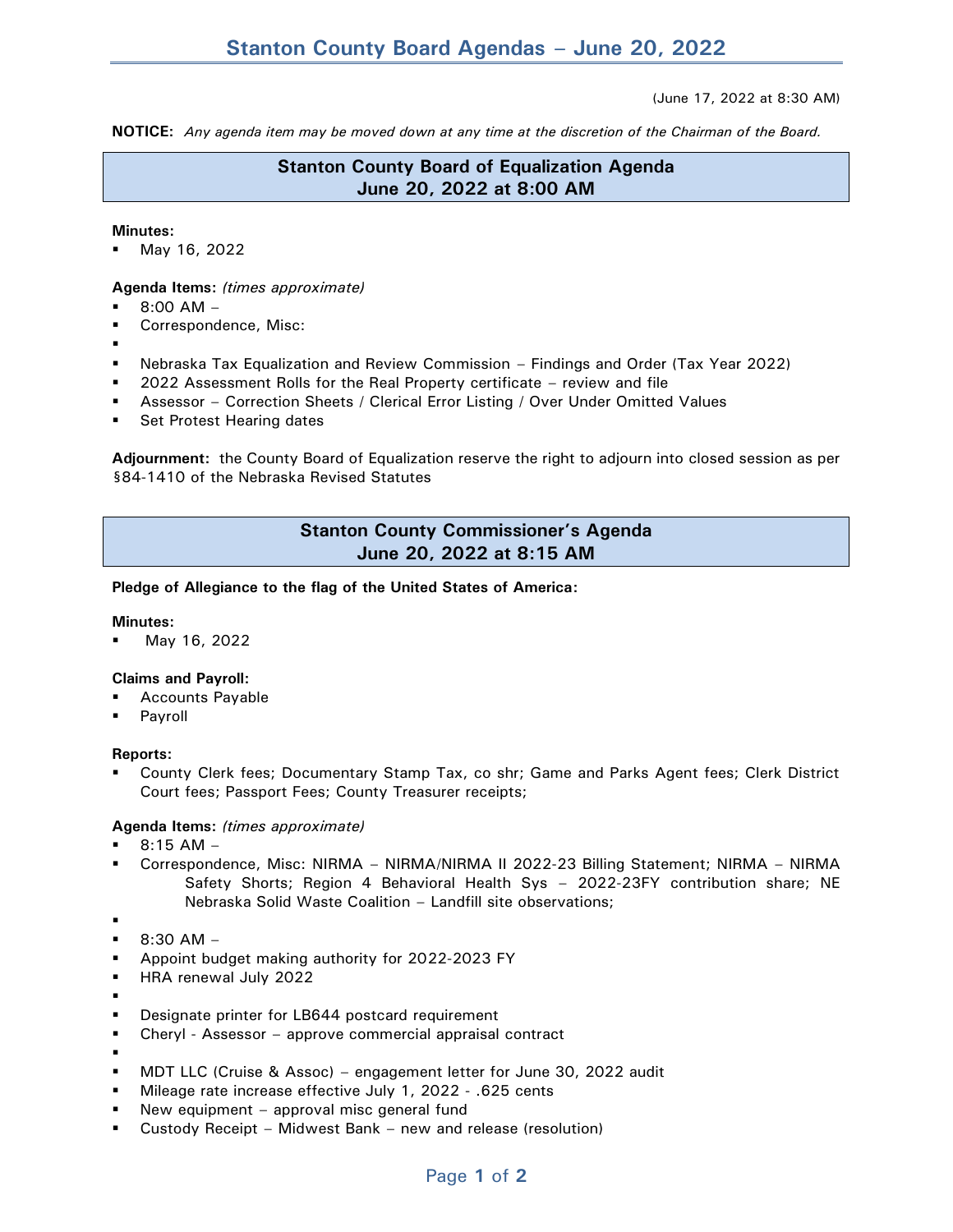# Stanton County Board Agendas – June 20, 2022

(June 17, 2022 at 8:30 AM)

**NOTICE:** *Any agenda item may be moved down at any time at the discretion of the Chairman of the Board.*

## Stanton County Board of Equalization Agenda
## June 20, 2022 at 8:00 AM

**Minutes:**

- May 16, 2022

**Agenda Items:** *(times approximate)*

- 8:00 AM –
- Correspondence, Misc:
- 
- Nebraska Tax Equalization and Review Commission – Findings and Order (Tax Year 2022)
- 2022 Assessment Rolls for the Real Property certificate – review and file
- Assessor – Correction Sheets / Clerical Error Listing / Over Under Omitted Values
- Set Protest Hearing dates

**Adjournment:** the County Board of Equalization reserve the right to adjourn into closed session as per §84-1410 of the Nebraska Revised Statutes

## Stanton County Commissioner's Agenda
## June 20, 2022 at 8:15 AM

**Pledge of Allegiance to the flag of the United States of America:**

**Minutes:**

- May 16, 2022

**Claims and Payroll:**

- Accounts Payable
- Payroll

**Reports:**

- County Clerk fees; Documentary Stamp Tax, co shr; Game and Parks Agent fees; Clerk District Court fees; Passport Fees; County Treasurer receipts;

**Agenda Items:** *(times approximate)*

- 8:15 AM –
- Correspondence, Misc: NIRMA – NIRMA/NIRMA II 2022-23 Billing Statement; NIRMA – NIRMA Safety Shorts; Region 4 Behavioral Health Sys – 2022-23FY contribution share; NE Nebraska Solid Waste Coalition – Landfill site observations;
- 
- 8:30 AM –
- Appoint budget making authority for 2022-2023 FY
- HRA renewal July 2022
- 
- Designate printer for LB644 postcard requirement
- Cheryl - Assessor – approve commercial appraisal contract
- 
- MDT LLC (Cruise & Assoc) – engagement letter for June 30, 2022 audit
- Mileage rate increase effective July 1, 2022 - .625 cents
- New equipment – approval misc general fund
- Custody Receipt – Midwest Bank – new and release (resolution)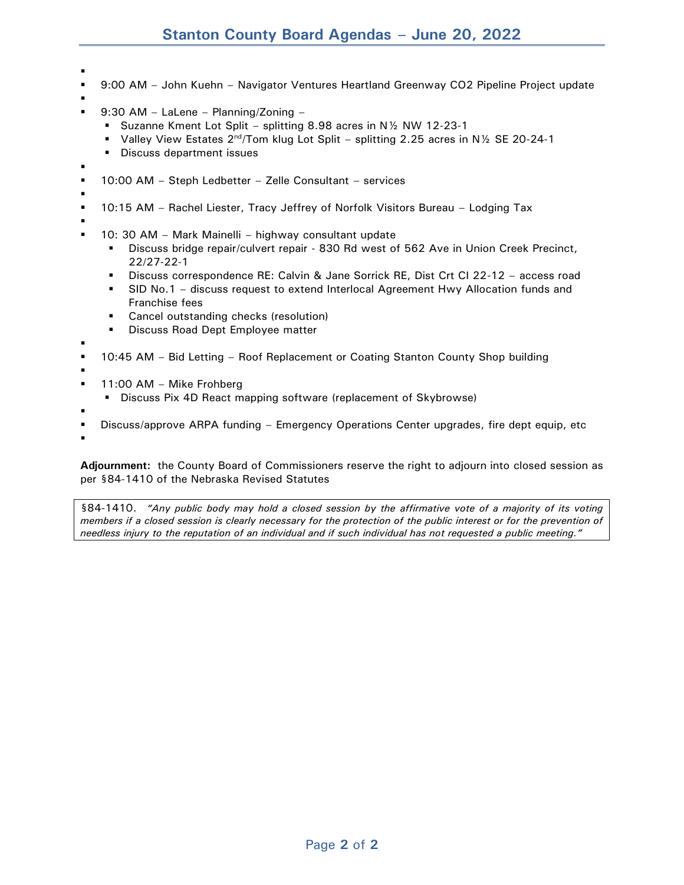# Stanton County Board Agendas – June 20, 2022

- 9:00 AM – John Kuehn – Navigator Ventures Heartland Greenway CO2 Pipeline Project update
- 9:30 AM – LaLene – Planning/Zoning –
  - Suzanne Kment Lot Split – splitting 8.98 acres in N½ NW 12-23-1
  - Valley View Estates 2nd/Tom klug Lot Split – splitting 2.25 acres in N½ SE 20-24-1
  - Discuss department issues
- 10:00 AM – Steph Ledbetter – Zelle Consultant – services
- 10:15 AM – Rachel Liester, Tracy Jeffrey of Norfolk Visitors Bureau – Lodging Tax
- 10: 30 AM – Mark Mainelli – highway consultant update
  - Discuss bridge repair/culvert repair - 830 Rd west of 562 Ave in Union Creek Precinct, 22/27-22-1
  - Discuss correspondence RE: Calvin & Jane Sorrick RE, Dist Crt CI 22-12 – access road
  - SID No.1 – discuss request to extend Interlocal Agreement Hwy Allocation funds and Franchise fees
  - Cancel outstanding checks (resolution)
  - Discuss Road Dept Employee matter
- 10:45 AM – Bid Letting – Roof Replacement or Coating Stanton County Shop building
- 11:00 AM – Mike Frohberg
  - Discuss Pix 4D React mapping software (replacement of Skybrowse)
- Discuss/approve ARPA funding – Emergency Operations Center upgrades, fire dept equip, etc

**Adjournment:** the County Board of Commissioners reserve the right to adjourn into closed session as per §84-1410 of the Nebraska Revised Statutes

§84-1410. *"Any public body may hold a closed session by the affirmative vote of a majority of its voting members if a closed session is clearly necessary for the protection of the public interest or for the prevention of needless injury to the reputation of an individual and if such individual has not requested a public meeting."*